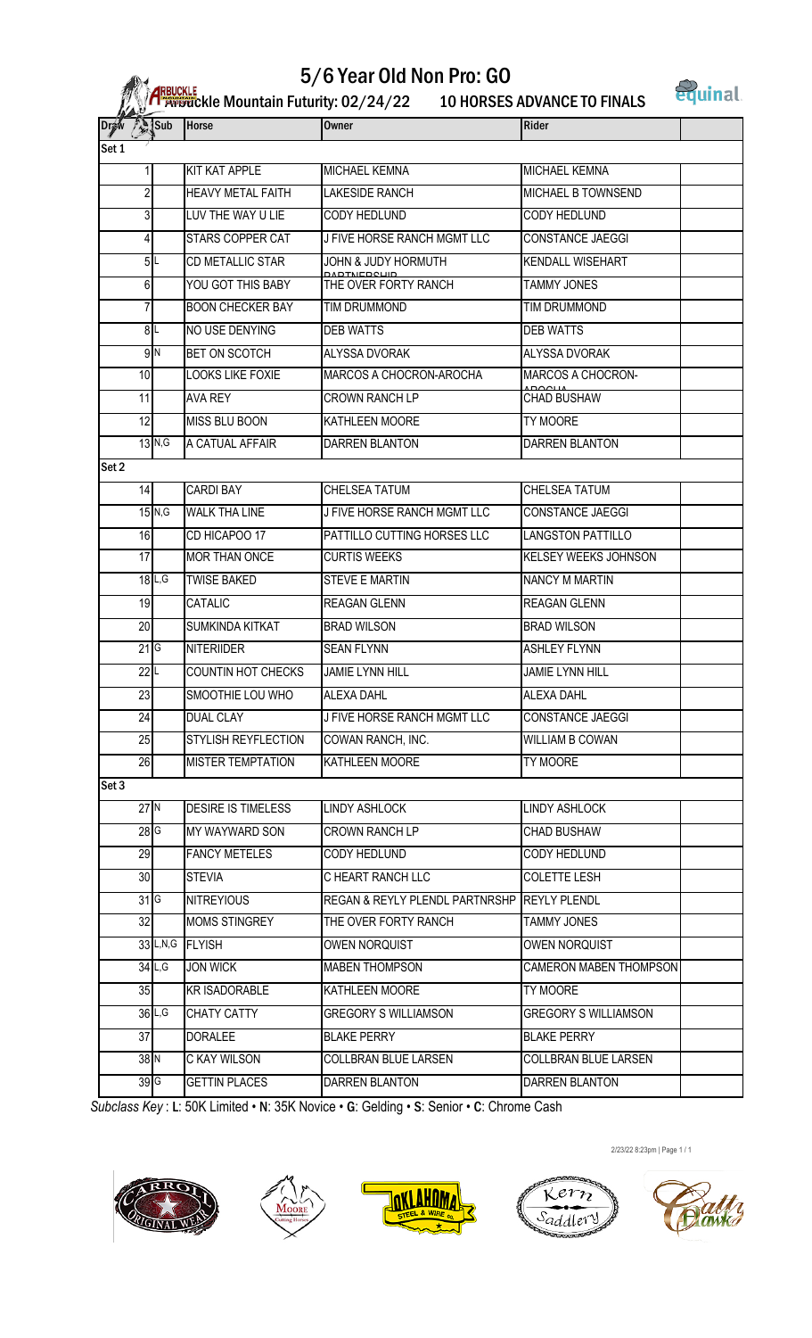# 5/6 Year Old Non Pro: GO

Arbuckle Mountain Futurity: 02/24/22 — 10 HORSES ADVANCE TO FINALS

| Draw | Sub | Horse | Owner | Rider | |
|---|---|---|---|---|---|
| **Set 1** | | | | | |
| 1 | | KIT KAT APPLE | MICHAEL KEMNA | MICHAEL KEMNA | |
| 2 | | HEAVY METAL FAITH | LAKESIDE RANCH | MICHAEL B TOWNSEND | |
| 3 | | LUV THE WAY U LIE | CODY HEDLUND | CODY HEDLUND | |
| 4 | | STARS COPPER CAT | J FIVE HORSE RANCH MGMT LLC | CONSTANCE JAEGGI | |
| 5 | L | CD METALLIC STAR | JOHN & JUDY HORMUTH PARTNERSHIP | KENDALL WISEHART | |
| 6 | | YOU GOT THIS BABY | THE OVER FORTY RANCH | TAMMY JONES | |
| 7 | | BOON CHECKER BAY | TIM DRUMMOND | TIM DRUMMOND | |
| 8 | L | NO USE DENYING | DEB WATTS | DEB WATTS | |
| 9 | N | BET ON SCOTCH | ALYSSA DVORAK | ALYSSA DVORAK | |
| 10 | | LOOKS LIKE FOXIE | MARCOS A CHOCRON-AROCHA | MARCOS A CHOCRON-AROCHA | |
| 11 | | AVA REY | CROWN RANCH LP | CHAD BUSHAW | |
| 12 | | MISS BLU BOON | KATHLEEN MOORE | TY MOORE | |
| 13 | N,G | A CATUAL AFFAIR | DARREN BLANTON | DARREN BLANTON | |
| **Set 2** | | | | | |
| 14 | | CARDI BAY | CHELSEA TATUM | CHELSEA TATUM | |
| 15 | N,G | WALK THA LINE | J FIVE HORSE RANCH MGMT LLC | CONSTANCE JAEGGI | |
| 16 | | CD HICAPOO 17 | PATTILLO CUTTING HORSES LLC | LANGSTON PATTILLO | |
| 17 | | MOR THAN ONCE | CURTIS WEEKS | KELSEY WEEKS JOHNSON | |
| 18 | L,G | TWISE BAKED | STEVE E MARTIN | NANCY M MARTIN | |
| 19 | | CATALIC | REAGAN GLENN | REAGAN GLENN | |
| 20 | | SUMKINDA KITKAT | BRAD WILSON | BRAD WILSON | |
| 21 | G | NITERIIDER | SEAN FLYNN | ASHLEY FLYNN | |
| 22 | L | COUNTIN HOT CHECKS | JAMIE LYNN HILL | JAMIE LYNN HILL | |
| 23 | | SMOOTHIE LOU WHO | ALEXA DAHL | ALEXA DAHL | |
| 24 | | DUAL CLAY | J FIVE HORSE RANCH MGMT LLC | CONSTANCE JAEGGI | |
| 25 | | STYLISH REYFLECTION | COWAN RANCH, INC. | WILLIAM B COWAN | |
| 26 | | MISTER TEMPTATION | KATHLEEN MOORE | TY MOORE | |
| **Set 3** | | | | | |
| 27 | N | DESIRE IS TIMELESS | LINDY ASHLOCK | LINDY ASHLOCK | |
| 28 | G | MY WAYWARD SON | CROWN RANCH LP | CHAD BUSHAW | |
| 29 | | FANCY METELES | CODY HEDLUND | CODY HEDLUND | |
| 30 | | STEVIA | C HEART RANCH LLC | COLETTE LESH | |
| 31 | G | NITREYIOUS | REGAN & REYLY PLENDL PARTNRSHP | REYLY PLENDL | |
| 32 | | MOMS STINGREY | THE OVER FORTY RANCH | TAMMY JONES | |
| 33 | L,N,G | FLYISH | OWEN NORQUIST | OWEN NORQUIST | |
| 34 | L,G | JON WICK | MABEN THOMPSON | CAMERON MABEN THOMPSON | |
| 35 | | KR ISADORABLE | KATHLEEN MOORE | TY MOORE | |
| 36 | L,G | CHATY CATTY | GREGORY S WILLIAMSON | GREGORY S WILLIAMSON | |
| 37 | | DORALEE | BLAKE PERRY | BLAKE PERRY | |
| 38 | N | C KAY WILSON | COLLBRAN BLUE LARSEN | COLLBRAN BLUE LARSEN | |
| 39 | G | GETTIN PLACES | DARREN BLANTON | DARREN BLANTON | |

*Subclass Key* : **L**: 50K Limited • **N**: 35K Novice • **G**: Gelding • **S**: Senior • **C**: Chrome Cash

2/23/22 8:23pm